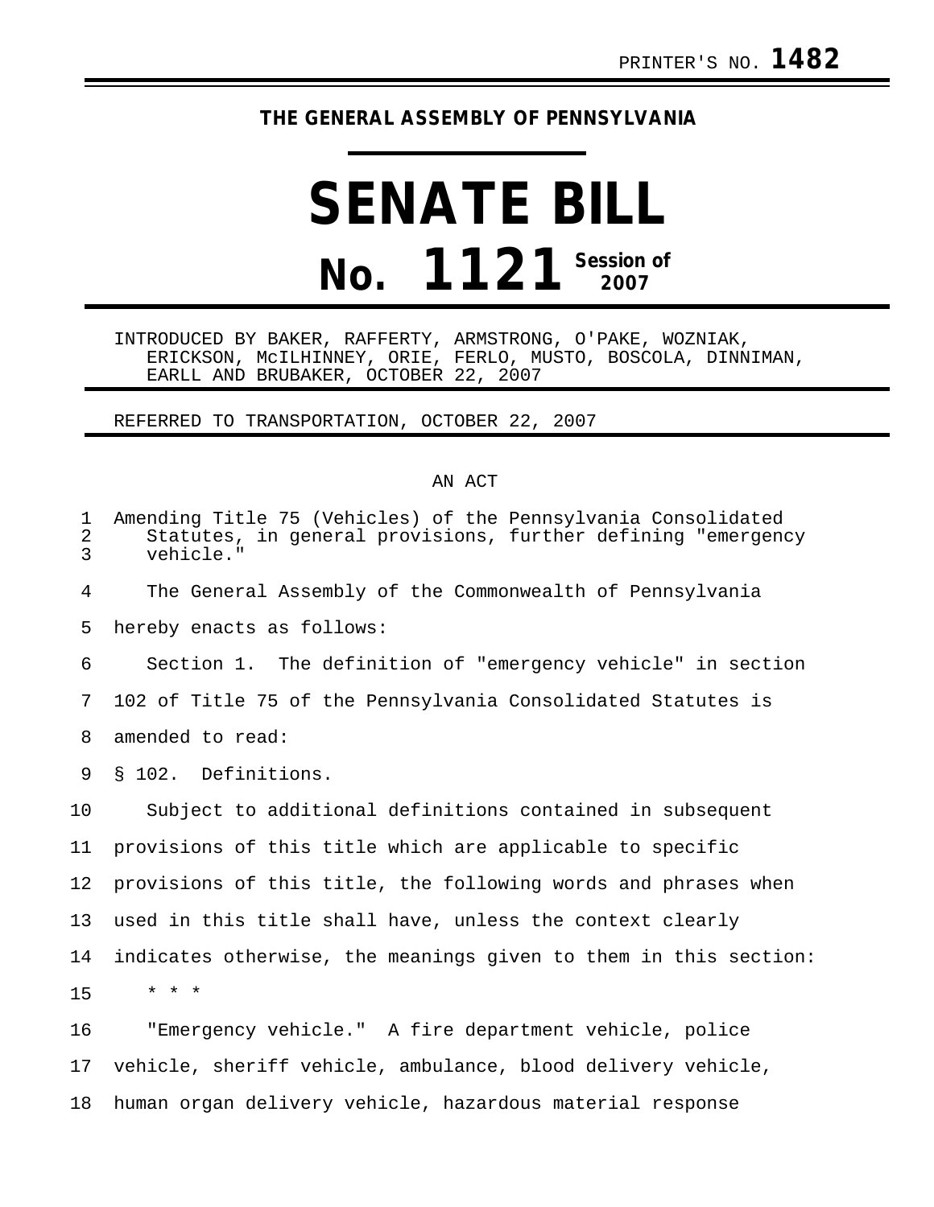PRINTER'S NO. **1482**

# THE GENERAL ASSEMBLY OF PENNSYLVANIA

# SENATE BILL

## No. 1121 Session of 2007

INTRODUCED BY BAKER, RAFFERTY, ARMSTRONG, O'PAKE, WOZNIAK, ERICKSON, McILHINNEY, ORIE, FERLO, MUSTO, BOSCOLA, DINNIMAN, EARLL AND BRUBAKER, OCTOBER 22, 2007

REFERRED TO TRANSPORTATION, OCTOBER 22, 2007

AN ACT

Amending Title 75 (Vehicles) of the Pennsylvania Consolidated Statutes, in general provisions, further defining "emergency vehicle."

The General Assembly of the Commonwealth of Pennsylvania hereby enacts as follows:

Section 1. The definition of "emergency vehicle" in section 102 of Title 75 of the Pennsylvania Consolidated Statutes is amended to read:

§ 102. Definitions.

Subject to additional definitions contained in subsequent provisions of this title which are applicable to specific provisions of this title, the following words and phrases when used in this title shall have, unless the context clearly indicates otherwise, the meanings given to them in this section:

\* \* \*

"Emergency vehicle." A fire department vehicle, police vehicle, sheriff vehicle, ambulance, blood delivery vehicle, human organ delivery vehicle, hazardous material response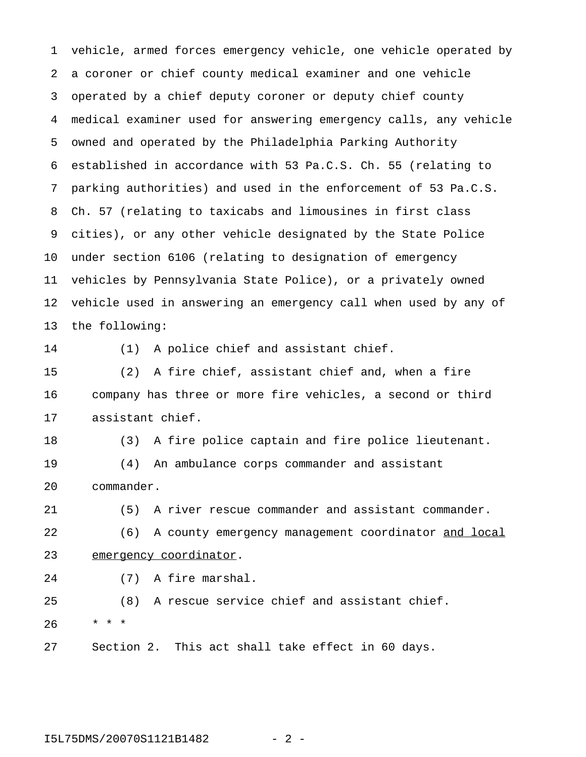vehicle, armed forces emergency vehicle, one vehicle operated by a coroner or chief county medical examiner and one vehicle operated by a chief deputy coroner or deputy chief county medical examiner used for answering emergency calls, any vehicle owned and operated by the Philadelphia Parking Authority established in accordance with 53 Pa.C.S. Ch. 55 (relating to parking authorities) and used in the enforcement of 53 Pa.C.S. Ch. 57 (relating to taxicabs and limousines in first class cities), or any other vehicle designated by the State Police under section 6106 (relating to designation of emergency vehicles by Pennsylvania State Police), or a privately owned vehicle used in answering an emergency call when used by any of the following:

(1) A police chief and assistant chief.

(2) A fire chief, assistant chief and, when a fire company has three or more fire vehicles, a second or third assistant chief.

(3) A fire police captain and fire police lieutenant.

(4) An ambulance corps commander and assistant commander.

(5) A river rescue commander and assistant commander.

(6) A county emergency management coordinator <u>and local emergency coordinator</u>.

(7) A fire marshal.

(8) A rescue service chief and assistant chief.

\* \* \*

Section 2. This act shall take effect in 60 days.